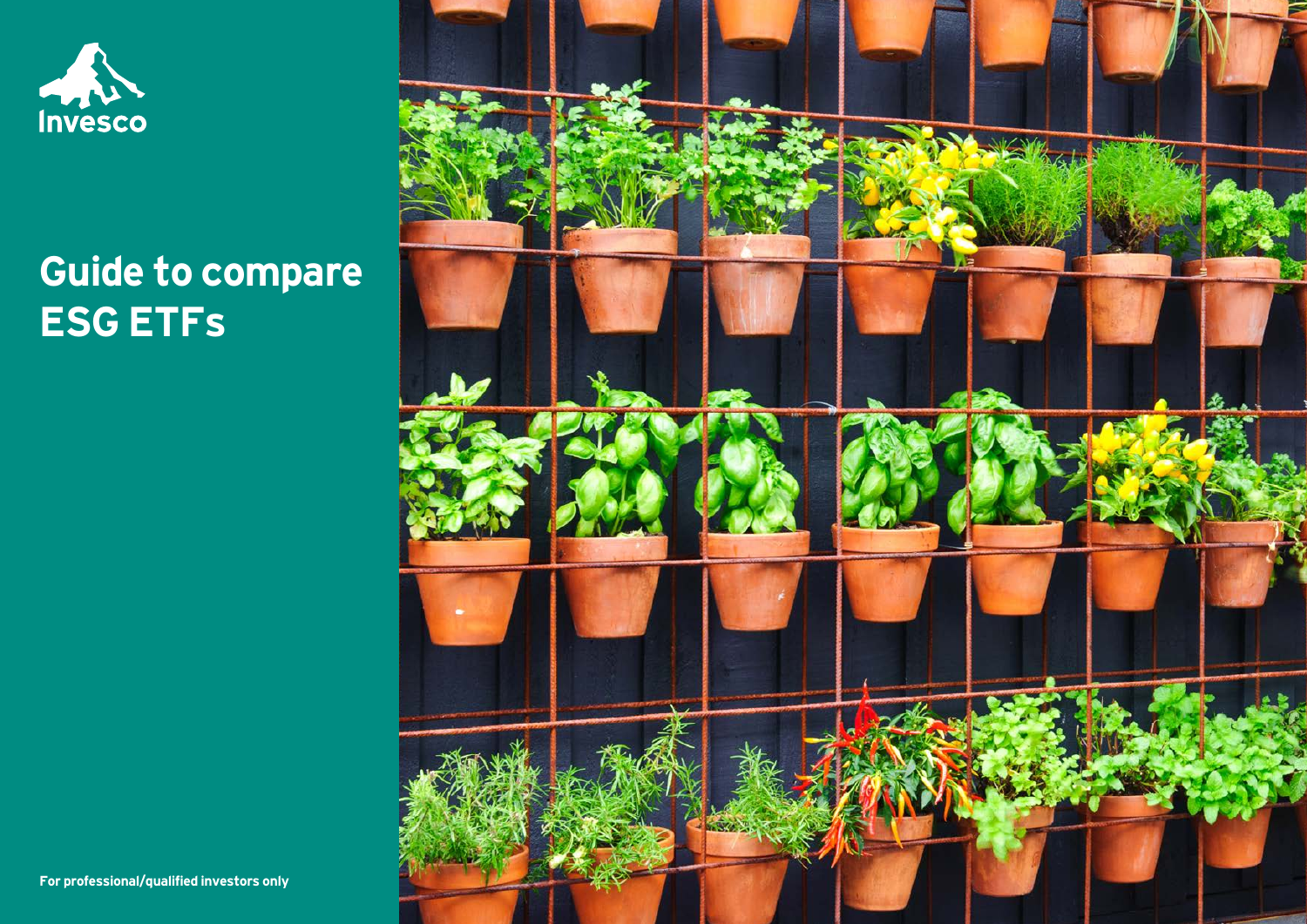Invesco

# Guide to compare ESG ETFs

For professional/qualified investors only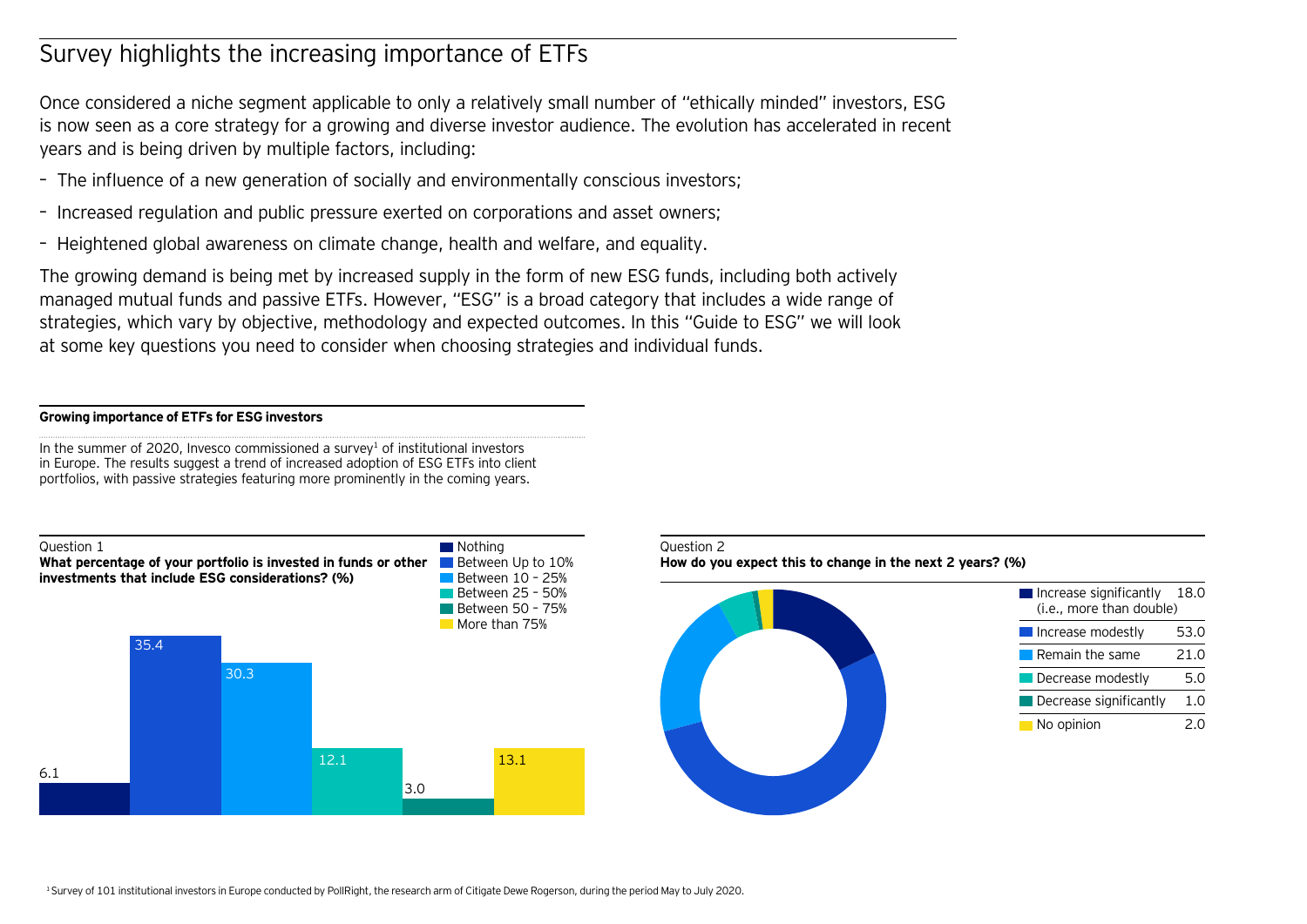# Survey highlights the increasing importance of ETFs

Once considered a niche segment applicable to only a relatively small number of "ethically minded" investors, ESG is now seen as a core strategy for a growing and diverse investor audience. The evolution has accelerated in recent years and is being driven by multiple factors, including:

- The influence of a new generation of socially and environmentally conscious investors;
- Increased regulation and public pressure exerted on corporations and asset owners;
- Heightened global awareness on climate change, health and welfare, and equality.

The growing demand is being met by increased supply in the form of new ESG funds, including both actively managed mutual funds and passive ETFs. However, "ESG" is a broad category that includes a wide range of strategies, which vary by objective, methodology and expected outcomes. In this "Guide to ESG" we will look at some key questions you need to consider when choosing strategies and individual funds.

**Growing importance of ETFs for ESG investors**

In the summer of 2020, Invesco commissioned a survey[1] of institutional investors in Europe. The results suggest a trend of increased adoption of ESG ETFs into client portfolios, with passive strategies featuring more prominently in the coming years.

Question 1
**What percentage of your portfolio is invested in funds or other investments that include ESG considerations? (%)**

| Response | % |
|---|---|
| Nothing | 6.1 |
| Between Up to 10% | 35.4 |
| Between 10 – 25% | 30.3 |
| Between 25 – 50% | 12.1 |
| Between 50 – 75% | 3.0 |
| More than 75% | 13.1 |

Question 2
**How do you expect this to change in the next 2 years? (%)**

| Response | % |
|---|---|
| Increase significantly (i.e., more than double) | 18.0 |
| Increase modestly | 53.0 |
| Remain the same | 21.0 |
| Decrease modestly | 5.0 |
| Decrease significantly | 1.0 |
| No opinion | 2.0 |

[1] Survey of 101 institutional investors in Europe conducted by PollRight, the research arm of Citigate Dewe Rogerson, during the period May to July 2020.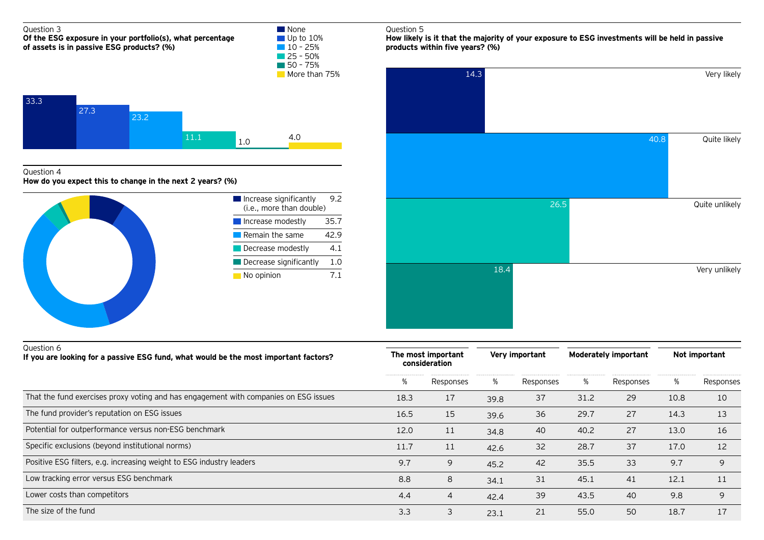Question 3

**Of the ESG exposure in your portfolio(s), what percentage of assets is in passive ESG products? (%)**

| None | Up to 10% | 10 – 25% | 25 – 50% | 50 – 75% | More than 75% |
|---|---|---|---|---|---|
| 33.3 | 27.3 | 23.2 | 11.1 | 1.0 | 4.0 |

Question 4

**How do you expect this to change in the next 2 years? (%)**

| | |
|---|---|
| Increase significantly (i.e., more than double) | 9.2 |
| Increase modestly | 35.7 |
| Remain the same | 42.9 |
| Decrease modestly | 4.1 |
| Decrease significantly | 1.0 |
| No opinion | 7.1 |

Question 5

**How likely is it that the majority of your exposure to ESG investments will be held in passive products within five years? (%)**

| | |
|---|---|
| Very likely | 14.3 |
| Quite likely | 40.8 |
| Quite unlikely | 26.5 |
| Very unlikely | 18.4 |

Question 6

**If you are looking for a passive ESG fund, what would be the most important factors?**

| | The most important consideration | | Very important | | Moderately important | | Not important | |
|---|---|---|---|---|---|---|---|---|
| | % | Responses | % | Responses | % | Responses | % | Responses |
| That the fund exercises proxy voting and has engagement with companies on ESG issues | 18.3 | 17 | 39.8 | 37 | 31.2 | 29 | 10.8 | 10 |
| The fund provider's reputation on ESG issues | 16.5 | 15 | 39.6 | 36 | 29.7 | 27 | 14.3 | 13 |
| Potential for outperformance versus non-ESG benchmark | 12.0 | 11 | 34.8 | 40 | 40.2 | 27 | 13.0 | 16 |
| Specific exclusions (beyond institutional norms) | 11.7 | 11 | 42.6 | 32 | 28.7 | 37 | 17.0 | 12 |
| Positive ESG filters, e.g. increasing weight to ESG industry leaders | 9.7 | 9 | 45.2 | 42 | 35.5 | 33 | 9.7 | 9 |
| Low tracking error versus ESG benchmark | 8.8 | 8 | 34.1 | 31 | 45.1 | 41 | 12.1 | 11 |
| Lower costs than competitors | 4.4 | 4 | 42.4 | 39 | 43.5 | 40 | 9.8 | 9 |
| The size of the fund | 3.3 | 3 | 23.1 | 21 | 55.0 | 50 | 18.7 | 17 |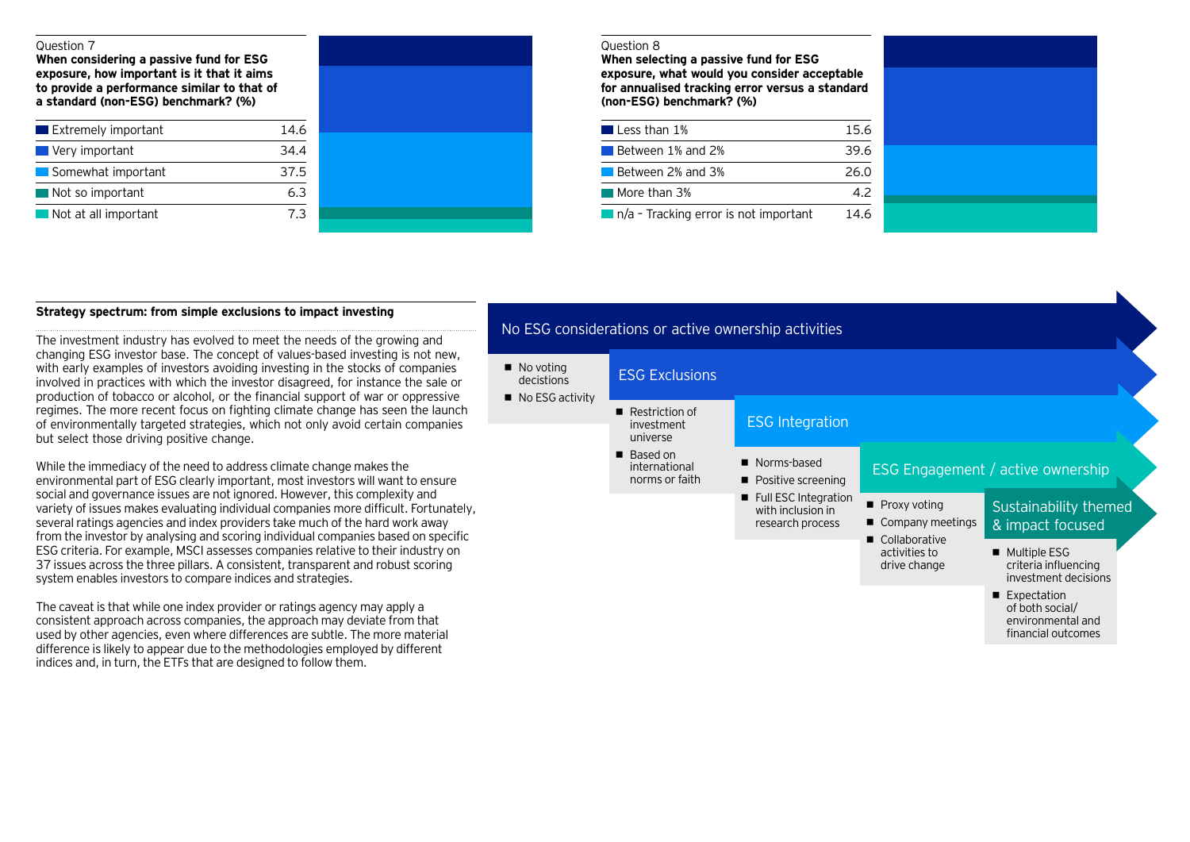Question 7

**When considering a passive fund for ESG exposure, how important is it that it aims to provide a performance similar to that of a standard (non-ESG) benchmark? (%)**

| Response | % |
|---|---|
| Extremely important | 14.6 |
| Very important | 34.4 |
| Somewhat important | 37.5 |
| Not so important | 6.3 |
| Not at all important | 7.3 |

Question 8

**When selecting a passive fund for ESG exposure, what would you consider acceptable for annualised tracking error versus a standard (non-ESG) benchmark? (%)**

| Response | % |
|---|---|
| Less than 1% | 15.6 |
| Between 1% and 2% | 39.6 |
| Between 2% and 3% | 26.0 |
| More than 3% | 4.2 |
| n/a – Tracking error is not important | 14.6 |

**Strategy spectrum: from simple exclusions to impact investing**

The investment industry has evolved to meet the needs of the growing and changing ESG investor base. The concept of values-based investing is not new, with early examples of investors avoiding investing in the stocks of companies involved in practices with which the investor disagreed, for instance the sale or production of tobacco or alcohol, or the financial support of war or oppressive regimes. The more recent focus on fighting climate change has seen the launch of environmentally targeted strategies, which not only avoid certain companies but select those driving positive change.

While the immediacy of the need to address climate change makes the environmental part of ESG clearly important, most investors will want to ensure social and governance issues are not ignored. However, this complexity and variety of issues makes evaluating individual companies more difficult. Fortunately, several ratings agencies and index providers take much of the hard work away from the investor by analysing and scoring individual companies based on specific ESG criteria. For example, MSCI assesses companies relative to their industry on 37 issues across the three pillars. A consistent, transparent and robust scoring system enables investors to compare indices and strategies.

The caveat is that while one index provider or ratings agency may apply a consistent approach across companies, the approach may deviate from that used by other agencies, even where differences are subtle. The more material difference is likely to appear due to the methodologies employed by different indices and, in turn, the ETFs that are designed to follow them.

**No ESG considerations or active ownership activities**
- No voting decistions
- No ESG activity

**ESG Exclusions**
- Restriction of investment universe
- Based on international norms or faith

**ESG Integration**
- Norms-based
- Positive screening
- Full ESC Integration with inclusion in research process

**ESG Engagement / active ownership**
- Proxy voting
- Company meetings
- Collaborative activities to drive change

**Sustainability themed & impact focused**
- Multiple ESG criteria influencing investment decisions
- Expectation of both social/ environmental and financial outcomes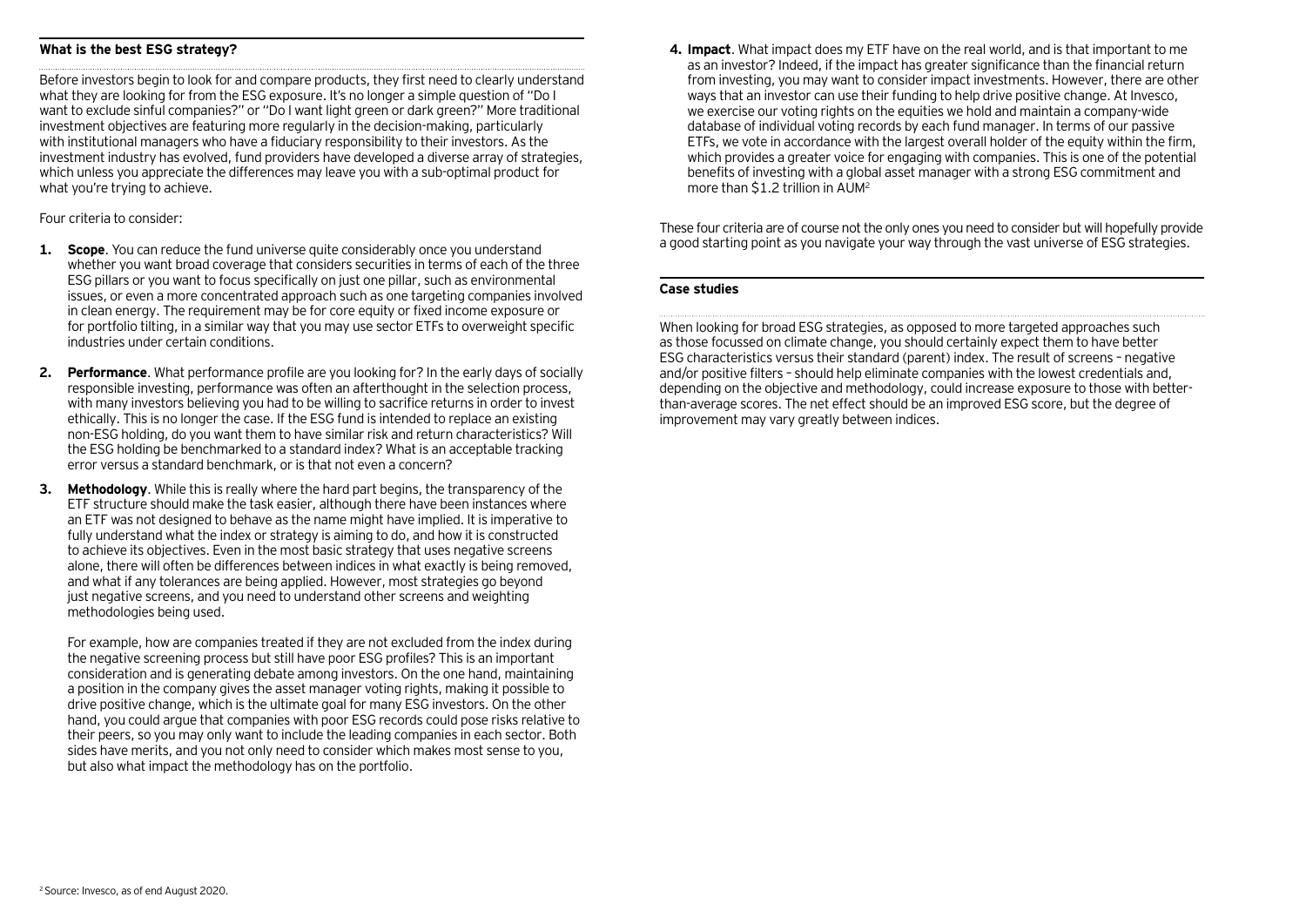## What is the best ESG strategy?

Before investors begin to look for and compare products, they first need to clearly understand what they are looking for from the ESG exposure. It's no longer a simple question of "Do I want to exclude sinful companies?" or "Do I want light green or dark green?" More traditional investment objectives are featuring more regularly in the decision-making, particularly with institutional managers who have a fiduciary responsibility to their investors. As the investment industry has evolved, fund providers have developed a diverse array of strategies, which unless you appreciate the differences may leave you with a sub-optimal product for what you're trying to achieve.

Four criteria to consider:

1. **Scope**. You can reduce the fund universe quite considerably once you understand whether you want broad coverage that considers securities in terms of each of the three ESG pillars or you want to focus specifically on just one pillar, such as environmental issues, or even a more concentrated approach such as one targeting companies involved in clean energy. The requirement may be for core equity or fixed income exposure or for portfolio tilting, in a similar way that you may use sector ETFs to overweight specific industries under certain conditions.

2. **Performance**. What performance profile are you looking for? In the early days of socially responsible investing, performance was often an afterthought in the selection process, with many investors believing you had to be willing to sacrifice returns in order to invest ethically. This is no longer the case. If the ESG fund is intended to replace an existing non-ESG holding, do you want them to have similar risk and return characteristics? Will the ESG holding be benchmarked to a standard index? What is an acceptable tracking error versus a standard benchmark, or is that not even a concern?

3. **Methodology**. While this is really where the hard part begins, the transparency of the ETF structure should make the task easier, although there have been instances where an ETF was not designed to behave as the name might have implied. It is imperative to fully understand what the index or strategy is aiming to do, and how it is constructed to achieve its objectives. Even in the most basic strategy that uses negative screens alone, there will often be differences between indices in what exactly is being removed, and what if any tolerances are being applied. However, most strategies go beyond just negative screens, and you need to understand other screens and weighting methodologies being used.

   For example, how are companies treated if they are not excluded from the index during the negative screening process but still have poor ESG profiles? This is an important consideration and is generating debate among investors. On the one hand, maintaining a position in the company gives the asset manager voting rights, making it possible to drive positive change, which is the ultimate goal for many ESG investors. On the other hand, you could argue that companies with poor ESG records could pose risks relative to their peers, so you may only want to include the leading companies in each sector. Both sides have merits, and you not only need to consider which makes most sense to you, but also what impact the methodology has on the portfolio.

4. **Impact**. What impact does my ETF have on the real world, and is that important to me as an investor? Indeed, if the impact has greater significance than the financial return from investing, you may want to consider impact investments. However, there are other ways that an investor can use their funding to help drive positive change. At Invesco, we exercise our voting rights on the equities we hold and maintain a company-wide database of individual voting records by each fund manager. In terms of our passive ETFs, we vote in accordance with the largest overall holder of the equity within the firm, which provides a greater voice for engaging with companies. This is one of the potential benefits of investing with a global asset manager with a strong ESG commitment and more than $1.2 trillion in AUM[2]

These four criteria are of course not the only ones you need to consider but will hopefully provide a good starting point as you navigate your way through the vast universe of ESG strategies.

## Case studies

When looking for broad ESG strategies, as opposed to more targeted approaches such as those focussed on climate change, you should certainly expect them to have better ESG characteristics versus their standard (parent) index. The result of screens – negative and/or positive filters – should help eliminate companies with the lowest credentials and, depending on the objective and methodology, could increase exposure to those with better-than-average scores. The net effect should be an improved ESG score, but the degree of improvement may vary greatly between indices.

[2] Source: Invesco, as of end August 2020.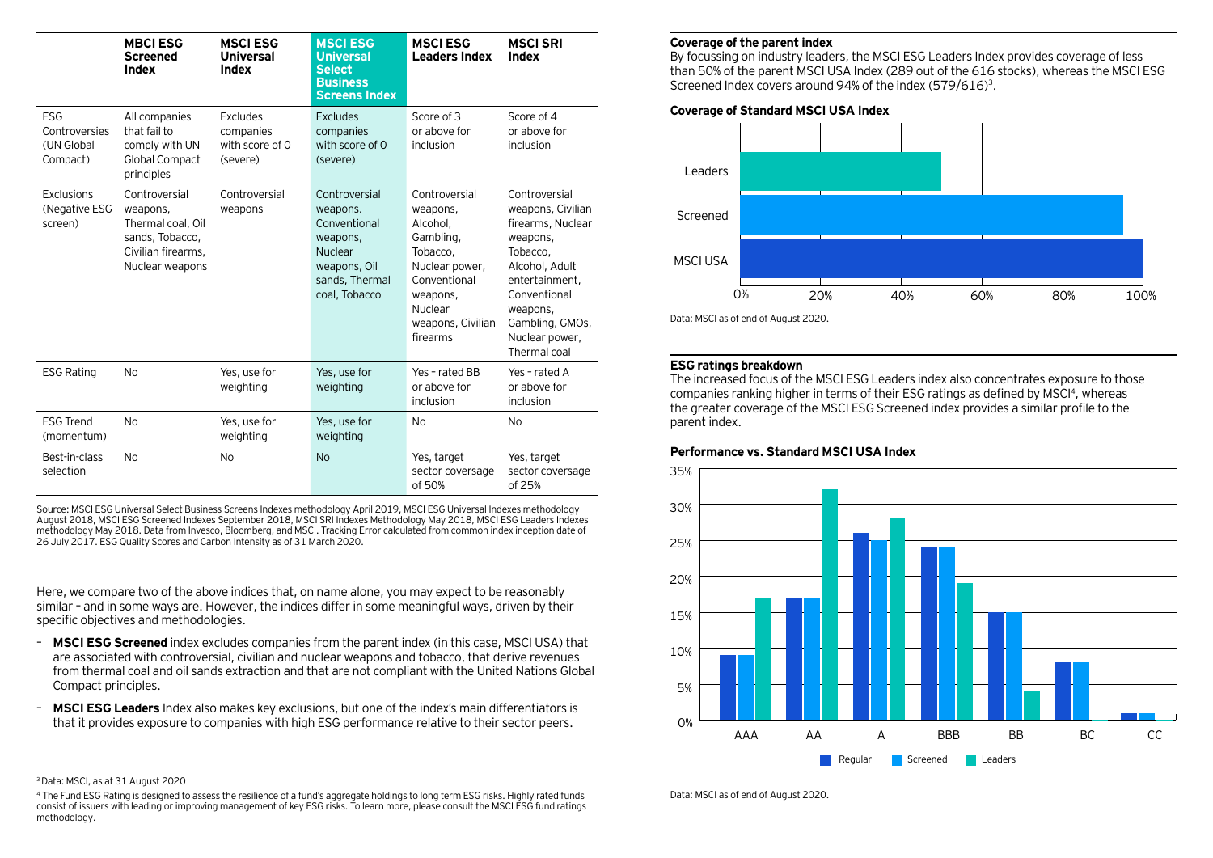| | MBCI ESG Screened Index | MSCI ESG Universal Index | MSCI ESG Universal Select Business Screens Index | MSCI ESG Leaders Index | MSCI SRI Index |
|---|---|---|---|---|---|
| ESG Controversies (UN Global Compact) | All companies that fail to comply with UN Global Compact principles | Excludes companies with score of 0 (severe) | Excludes companies with score of 0 (severe) | Score of 3 or above for inclusion | Score of 4 or above for inclusion |
| Exclusions (Negative ESG screen) | Controversial weapons, Thermal coal, Oil sands, Tobacco, Civilian firearms, Nuclear weapons | Controversial weapons | Controversial weapons. Conventional weapons, Nuclear weapons, Oil sands, Thermal coal, Tobacco | Controversial weapons, Alcohol, Gambling, Tobacco, Nuclear power, Conventional weapons, Nuclear weapons, Civilian firearms | Controversial weapons, Civilian firearms, Nuclear weapons, Tobacco, Alcohol, Adult entertainment, Conventional weapons, Gambling, GMOs, Nuclear power, Thermal coal |
| ESG Rating | No | Yes, use for weighting | Yes, use for weighting | Yes – rated BB or above for inclusion | Yes – rated A or above for inclusion |
| ESG Trend (momentum) | No | Yes, use for weighting | Yes, use for weighting | No | No |
| Best-in-class selection | No | No | No | Yes, target sector coversage of 50% | Yes, target sector coversage of 25% |

Source: MSCI ESG Universal Select Business Screens Indexes methodology April 2019, MSCI ESG Universal Indexes methodology August 2018, MSCI ESG Screened Indexes September 2018, MSCI SRI Indexes Methodology May 2018, MSCI ESG Leaders Indexes methodology May 2018. Data from Invesco, Bloomberg, and MSCI. Tracking Error calculated from common index inception date of 26 July 2017. ESG Quality Scores and Carbon Intensity as of 31 March 2020.

Here, we compare two of the above indices that, on name alone, you may expect to be reasonably similar – and in some ways are. However, the indices differ in some meaningful ways, driven by their specific objectives and methodologies.

- **MSCI ESG Screened** index excludes companies from the parent index (in this case, MSCI USA) that are associated with controversial, civilian and nuclear weapons and tobacco, that derive revenues from thermal coal and oil sands extraction and that are not compliant with the United Nations Global Compact principles.
- **MSCI ESG Leaders** Index also makes key exclusions, but one of the index's main differentiators is that it provides exposure to companies with high ESG performance relative to their sector peers.

### Coverage of the parent index

By focussing on industry leaders, the MSCI ESG Leaders Index provides coverage of less than 50% of the parent MSCI USA Index (289 out of the 616 stocks), whereas the MSCI ESG Screened Index covers around 94% of the index (579/616)[3].

**Coverage of Standard MSCI USA Index**

| | Coverage |
|---|---|
| Leaders | ~50% |
| Screened | ~94% |
| MSCI USA | 100% |

Data: MSCI as of end of August 2020.

### ESG ratings breakdown

The increased focus of the MSCI ESG Leaders index also concentrates exposure to those companies ranking higher in terms of their ESG ratings as defined by MSCI[4], whereas the greater coverage of the MSCI ESG Screened index provides a similar profile to the parent index.

**Performance vs. Standard MSCI USA Index**

| | Regular | Screened | Leaders |
|---|---|---|---|
| AAA | 9% | 9% | 17% |
| AA | 17% | 17% | 32% |
| A | 26% | 25% | 28% |
| BBB | 24% | 24% | 19% |
| BB | 15% | 15% | 4% |
| BC | 8% | 8% | 0% |
| CC | 1% | 1% | 0% |

Data: MSCI as of end of August 2020.

[3] Data: MSCI, as at 31 August 2020

[4] The Fund ESG Rating is designed to assess the resilience of a fund's aggregate holdings to long term ESG risks. Highly rated funds consist of issuers with leading or improving management of key ESG risks. To learn more, please consult the MSCI ESG fund ratings methodology.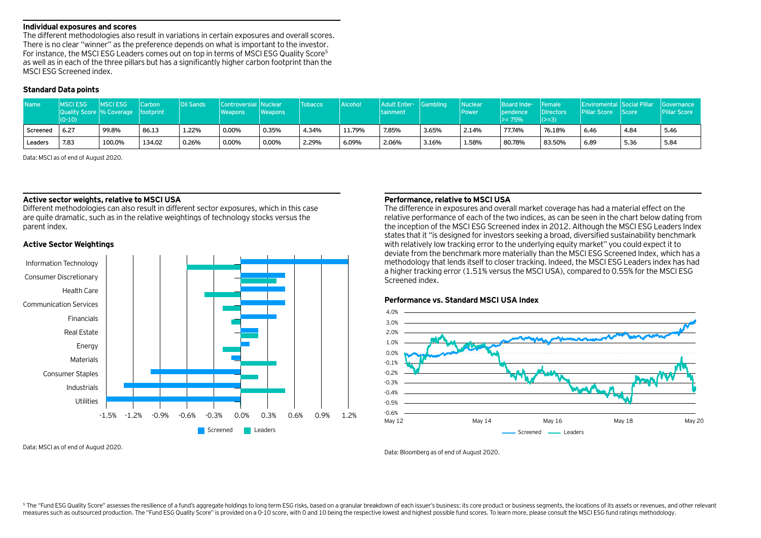### Individual exposures and scores

The different methodologies also result in variations in certain exposures and overall scores. There is no clear "winner" as the preference depends on what is important to the investor. For instance, the MSCI ESG Leaders comes out on top in terms of MSCI ESG Quality Score[5] as well as in each of the three pillars but has a significantly higher carbon footprint than the MSCI ESG Screened index.

### Standard Data points

| Name | MSCI ESG Quality Score (0-10) | MSCI ESG % Coverage | Carbon footprint | Oil Sands | Controversial Weapons | Nuclear Weapons | Tobacco | Alcohol | Adult Entertainment | Gambling | Nuclear Power | Board Independence >= 75% | Female Directors (>=3) | Enviromental Pillar Score | Social Pillar Score | Governance Pillar Score |
|---|---|---|---|---|---|---|---|---|---|---|---|---|---|---|---|---|
| Screened | 6.27 | 99.8% | 86.13 | 1.22% | 0.00% | 0.35% | 4.34% | 11.79% | 7.85% | 3.65% | 2.14% | 77.74% | 76.18% | 6.46 | 4.84 | 5.46 |
| Leaders | 7.83 | 100.0% | 134.02 | 0.26% | 0.00% | 0.00% | 2.29% | 6.09% | 2.06% | 3.16% | 1.58% | 80.78% | 83.50% | 6.89 | 5.36 | 5.84 |

Data: MSCI as of end of August 2020.

### Active sector weights, relative to MSCI USA

Different methodologies can also result in different sector exposures, which in this case are quite dramatic, such as in the relative weightings of technology stocks versus the parent index.

### Active Sector Weightings

Data: MSCI as of end of August 2020.

### Performance, relative to MSCI USA

The difference in exposures and overall market coverage has had a material effect on the relative performance of each of the two indices, as can be seen in the chart below dating from the inception of the MSCI ESG Screened index in 2012. Although the MSCI ESG Leaders Index states that it "is designed for investors seeking a broad, diversified sustainability benchmark with relatively low tracking error to the underlying equity market" you could expect it to deviate from the benchmark more materially than the MSCI ESG Screened Index, which has a methodology that lends itself to closer tracking. Indeed, the MSCI ESG Leaders index has had a higher tracking error (1.51% versus the MSCI USA), compared to 0.55% for the MSCI ESG Screened index.

### Performance vs. Standard MSCI USA Index

Data: Bloomberg as of end of August 2020.

[5] The "Fund ESG Quality Score" assesses the resilience of a fund's aggregate holdings to long term ESG risks, based on a granular breakdown of each issuer's business: its core product or business segments, the locations of its assets or revenues, and other relevant measures such as outsourced production. The "Fund ESG Quality Score" is provided on a 0-10 score, with 0 and 10 being the respective lowest and highest possible fund scores. To learn more, please consult the MSCI ESG fund ratings methodology.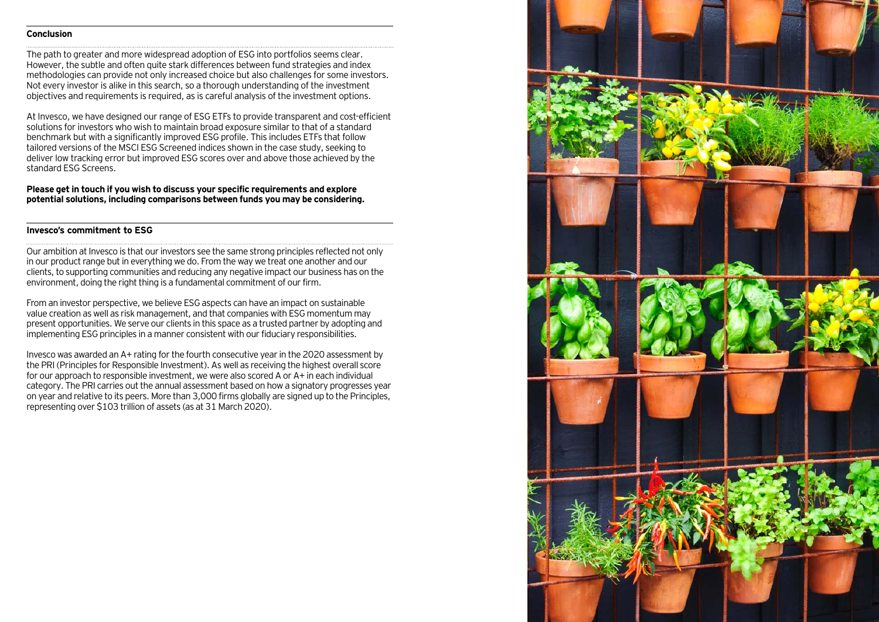## Conclusion

The path to greater and more widespread adoption of ESG into portfolios seems clear. However, the subtle and often quite stark differences between fund strategies and index methodologies can provide not only increased choice but also challenges for some investors. Not every investor is alike in this search, so a thorough understanding of the investment objectives and requirements is required, as is careful analysis of the investment options.

At Invesco, we have designed our range of ESG ETFs to provide transparent and cost-efficient solutions for investors who wish to maintain broad exposure similar to that of a standard benchmark but with a significantly improved ESG profile. This includes ETFs that follow tailored versions of the MSCI ESG Screened indices shown in the case study, seeking to deliver low tracking error but improved ESG scores over and above those achieved by the standard ESG Screens.

**Please get in touch if you wish to discuss your specific requirements and explore potential solutions, including comparisons between funds you may be considering.**

## Invesco's commitment to ESG

Our ambition at Invesco is that our investors see the same strong principles reflected not only in our product range but in everything we do. From the way we treat one another and our clients, to supporting communities and reducing any negative impact our business has on the environment, doing the right thing is a fundamental commitment of our firm.

From an investor perspective, we believe ESG aspects can have an impact on sustainable value creation as well as risk management, and that companies with ESG momentum may present opportunities. We serve our clients in this space as a trusted partner by adopting and implementing ESG principles in a manner consistent with our fiduciary responsibilities.

Invesco was awarded an A+ rating for the fourth consecutive year in the 2020 assessment by the PRI (Principles for Responsible Investment). As well as receiving the highest overall score for our approach to responsible investment, we were also scored A or A+ in each individual category. The PRI carries out the annual assessment based on how a signatory progresses year on year and relative to its peers. More than 3,000 firms globally are signed up to the Principles, representing over $103 trillion of assets (as at 31 March 2020).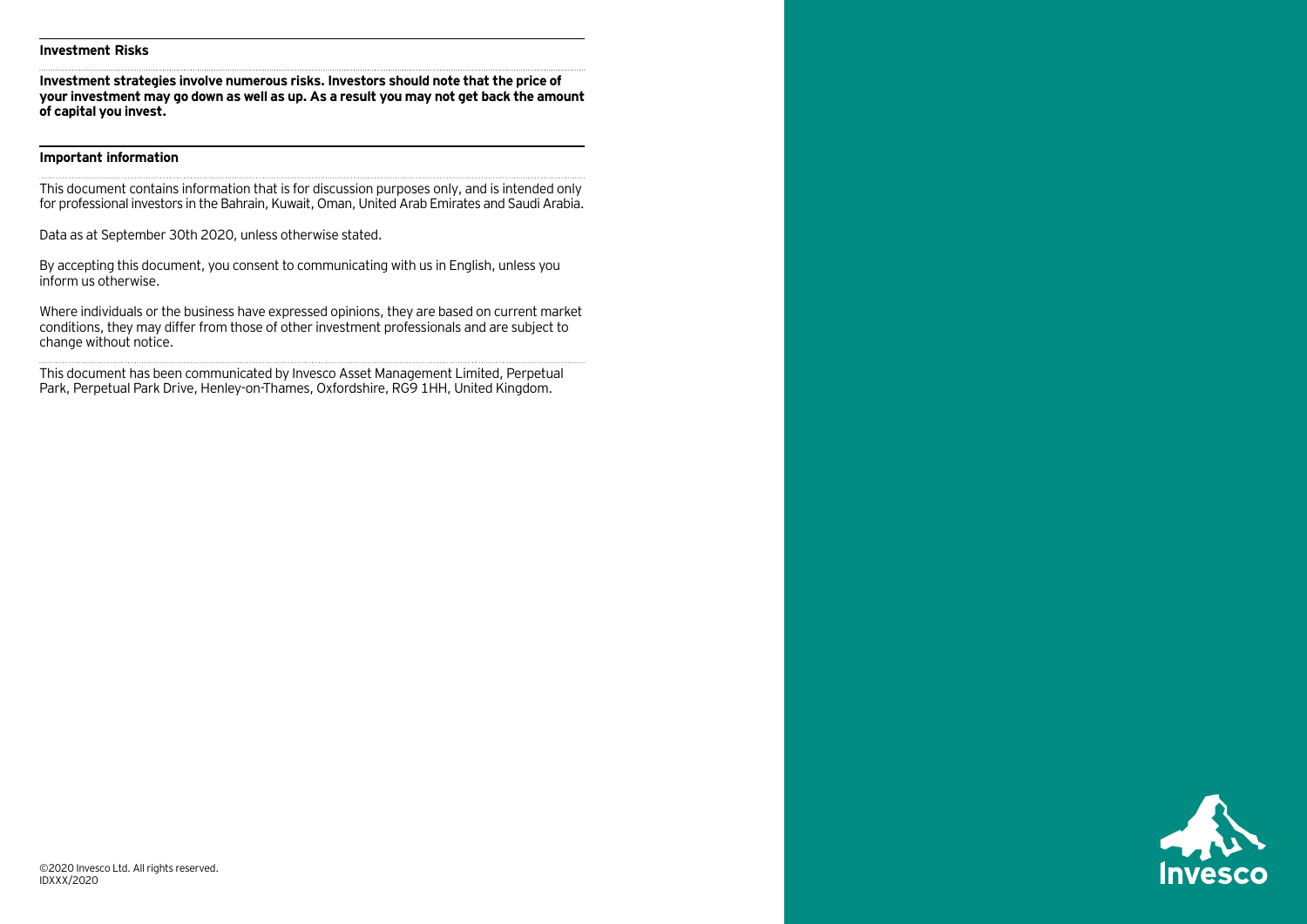**Investment Risks**

**Investment strategies involve numerous risks. Investors should note that the price of your investment may go down as well as up. As a result you may not get back the amount of capital you invest.**

**Important information**

This document contains information that is for discussion purposes only, and is intended only for professional investors in the Bahrain, Kuwait, Oman, United Arab Emirates and Saudi Arabia.

Data as at September 30th 2020, unless otherwise stated.

By accepting this document, you consent to communicating with us in English, unless you inform us otherwise.

Where individuals or the business have expressed opinions, they are based on current market conditions, they may differ from those of other investment professionals and are subject to change without notice.

This document has been communicated by Invesco Asset Management Limited, Perpetual Park, Perpetual Park Drive, Henley-on-Thames, Oxfordshire, RG9 1HH, United Kingdom.

©2020 Invesco Ltd. All rights reserved.
IDXXX/2020

Invesco